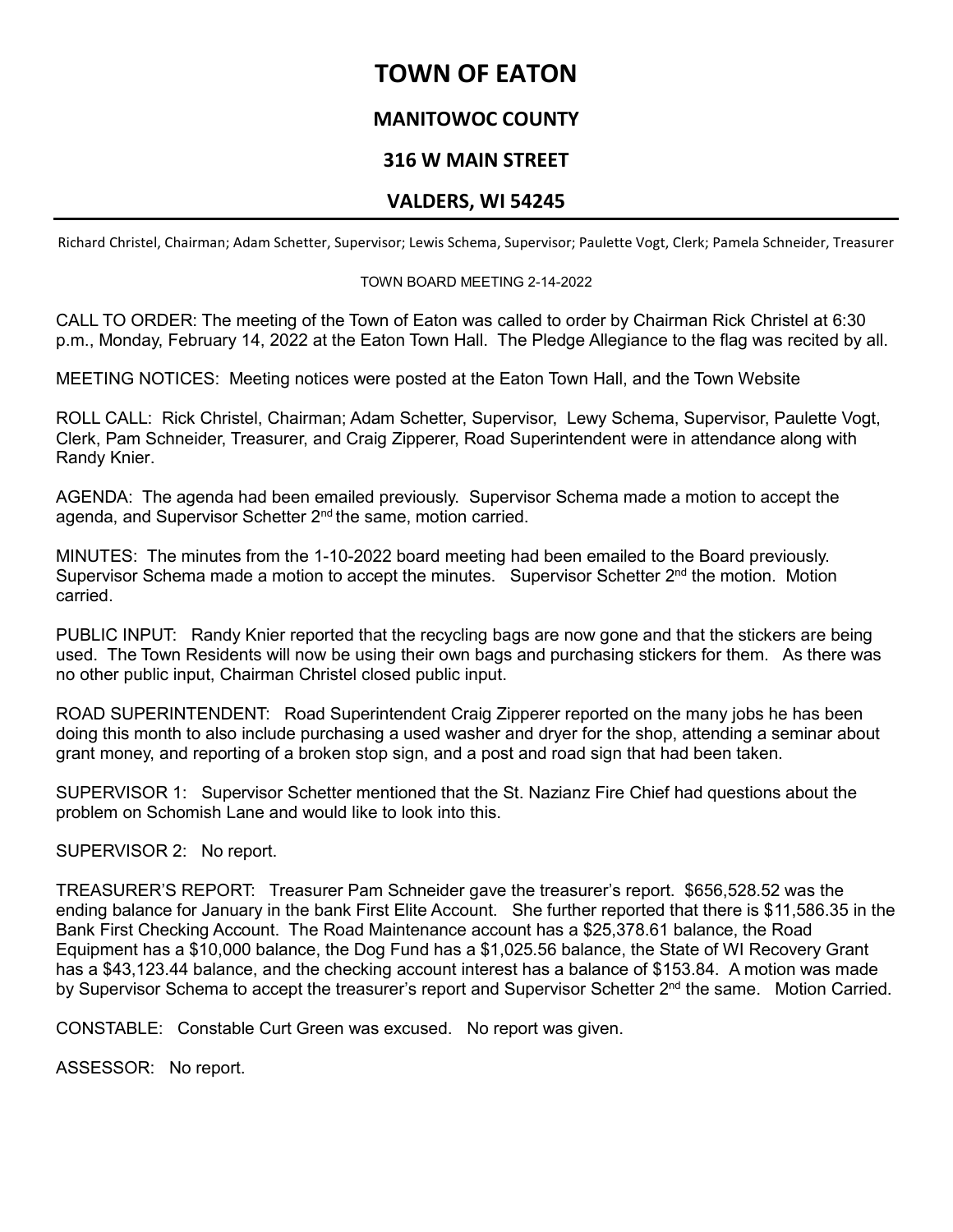# TOWN OF EATON

## MANITOWOC COUNTY

## 316 W MAIN STREET

## VALDERS, WI 54245

Richard Christel, Chairman; Adam Schetter, Supervisor; Lewis Schema, Supervisor; Paulette Vogt, Clerk; Pamela Schneider, Treasurer

TOWN BOARD MEETING 2-14-2022

CALL TO ORDER: The meeting of the Town of Eaton was called to order by Chairman Rick Christel at 6:30 p.m., Monday, February 14, 2022 at the Eaton Town Hall. The Pledge Allegiance to the flag was recited by all.

MEETING NOTICES: Meeting notices were posted at the Eaton Town Hall, and the Town Website

ROLL CALL: Rick Christel, Chairman; Adam Schetter, Supervisor, Lewy Schema, Supervisor, Paulette Vogt, Clerk, Pam Schneider, Treasurer, and Craig Zipperer, Road Superintendent were in attendance along with Randy Knier.

AGENDA: The agenda had been emailed previously. Supervisor Schema made a motion to accept the agenda, and Supervisor Schetter 2nd the same, motion carried.

MINUTES: The minutes from the 1-10-2022 board meeting had been emailed to the Board previously. Supervisor Schema made a motion to accept the minutes. Supervisor Schetter 2nd the motion. Motion carried.

PUBLIC INPUT: Randy Knier reported that the recycling bags are now gone and that the stickers are being used. The Town Residents will now be using their own bags and purchasing stickers for them. As there was no other public input, Chairman Christel closed public input.

ROAD SUPERINTENDENT: Road Superintendent Craig Zipperer reported on the many jobs he has been doing this month to also include purchasing a used washer and dryer for the shop, attending a seminar about grant money, and reporting of a broken stop sign, and a post and road sign that had been taken.

SUPERVISOR 1: Supervisor Schetter mentioned that the St. Nazianz Fire Chief had questions about the problem on Schomish Lane and would like to look into this.

SUPERVISOR 2: No report.

TREASURER'S REPORT: Treasurer Pam Schneider gave the treasurer's report. $656,528.52 was the ending balance for January in the bank First Elite Account. She further reported that there is $11,586.35 in the Bank First Checking Account. The Road Maintenance account has a $25,378.61 balance, the Road Equipment has a $10,000 balance, the Dog Fund has a $1,025.56 balance, the State of WI Recovery Grant has a $43,123.44 balance, and the checking account interest has a balance of $153.84. A motion was made by Supervisor Schema to accept the treasurer's report and Supervisor Schetter 2nd the same. Motion Carried.

CONSTABLE: Constable Curt Green was excused. No report was given.

ASSESSOR: No report.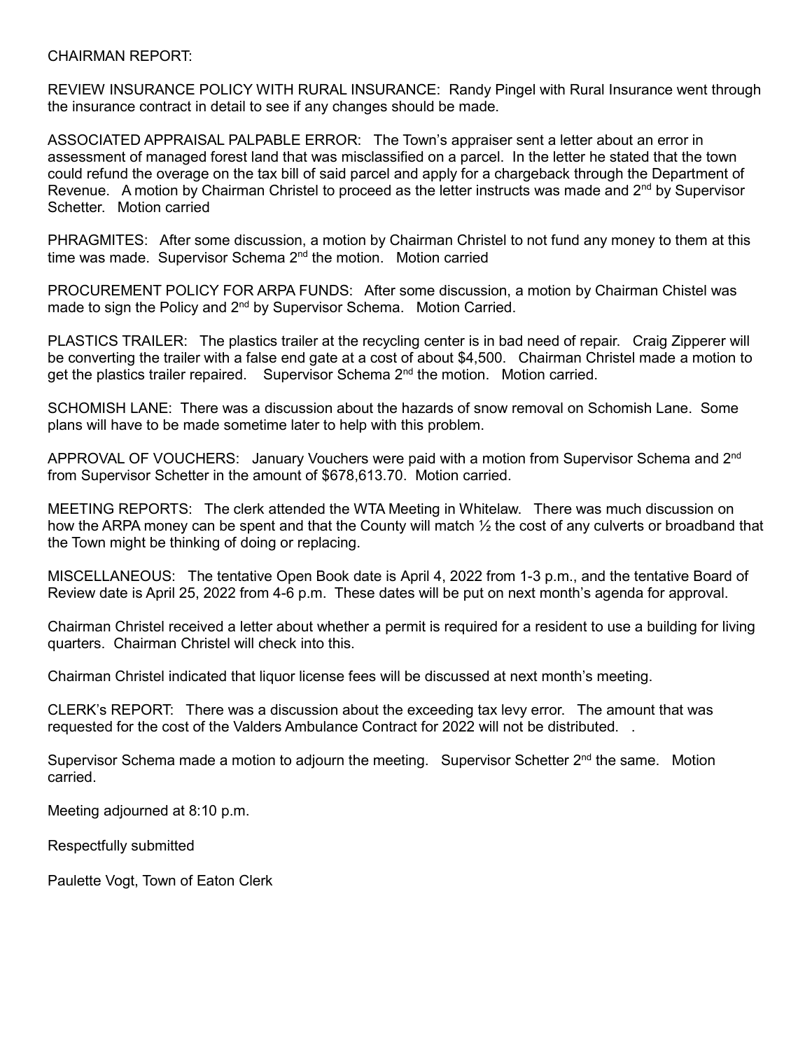CHAIRMAN REPORT:

REVIEW INSURANCE POLICY WITH RURAL INSURANCE: Randy Pingel with Rural Insurance went through the insurance contract in detail to see if any changes should be made.

ASSOCIATED APPRAISAL PALPABLE ERROR: The Town's appraiser sent a letter about an error in assessment of managed forest land that was misclassified on a parcel. In the letter he stated that the town could refund the overage on the tax bill of said parcel and apply for a chargeback through the Department of Revenue. A motion by Chairman Christel to proceed as the letter instructs was made and 2nd by Supervisor Schetter. Motion carried

PHRAGMITES: After some discussion, a motion by Chairman Christel to not fund any money to them at this time was made. Supervisor Schema 2nd the motion. Motion carried

PROCUREMENT POLICY FOR ARPA FUNDS: After some discussion, a motion by Chairman Chistel was made to sign the Policy and 2nd by Supervisor Schema. Motion Carried.

PLASTICS TRAILER: The plastics trailer at the recycling center is in bad need of repair. Craig Zipperer will be converting the trailer with a false end gate at a cost of about $4,500. Chairman Christel made a motion to get the plastics trailer repaired. Supervisor Schema 2nd the motion. Motion carried.

SCHOMISH LANE: There was a discussion about the hazards of snow removal on Schomish Lane. Some plans will have to be made sometime later to help with this problem.

APPROVAL OF VOUCHERS: January Vouchers were paid with a motion from Supervisor Schema and 2nd from Supervisor Schetter in the amount of $678,613.70. Motion carried.

MEETING REPORTS: The clerk attended the WTA Meeting in Whitelaw. There was much discussion on how the ARPA money can be spent and that the County will match ½ the cost of any culverts or broadband that the Town might be thinking of doing or replacing.

MISCELLANEOUS: The tentative Open Book date is April 4, 2022 from 1-3 p.m., and the tentative Board of Review date is April 25, 2022 from 4-6 p.m. These dates will be put on next month's agenda for approval.

Chairman Christel received a letter about whether a permit is required for a resident to use a building for living quarters. Chairman Christel will check into this.

Chairman Christel indicated that liquor license fees will be discussed at next month's meeting.

CLERK's REPORT: There was a discussion about the exceeding tax levy error. The amount that was requested for the cost of the Valders Ambulance Contract for 2022 will not be distributed. .

Supervisor Schema made a motion to adjourn the meeting. Supervisor Schetter 2nd the same. Motion carried.

Meeting adjourned at 8:10 p.m.

Respectfully submitted

Paulette Vogt, Town of Eaton Clerk